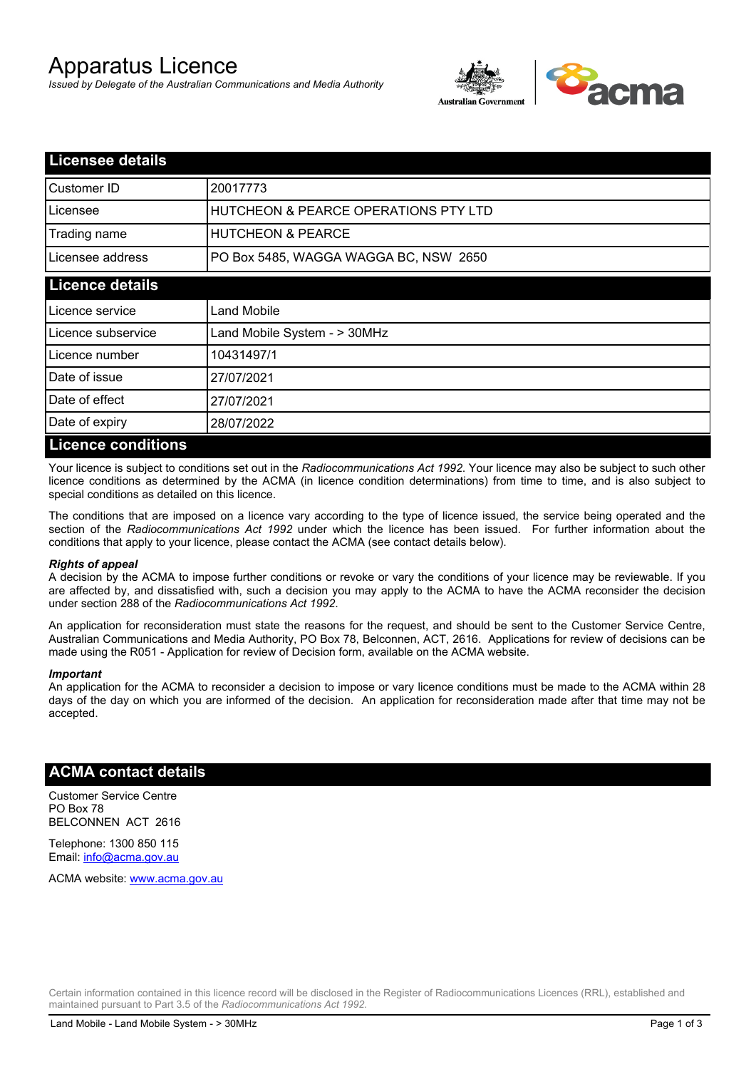# Apparatus Licence

*Issued by Delegate of the Australian Communications and Media Authority*

## Licensee details

| | |
|---|---|
| Customer ID | 20017773 |
| Licensee | HUTCHEON & PEARCE OPERATIONS PTY LTD |
| Trading name | HUTCHEON & PEARCE |
| Licensee address | PO Box 5485, WAGGA WAGGA BC, NSW 2650 |

## Licence details

| | |
|---|---|
| Licence service | Land Mobile |
| Licence subservice | Land Mobile System - > 30MHz |
| Licence number | 10431497/1 |
| Date of issue | 27/07/2021 |
| Date of effect | 27/07/2021 |
| Date of expiry | 28/07/2022 |

## Licence conditions

Your licence is subject to conditions set out in the *Radiocommunications Act 1992*. Your licence may also be subject to such other licence conditions as determined by the ACMA (in licence condition determinations) from time to time, and is also subject to special conditions as detailed on this licence.

The conditions that are imposed on a licence vary according to the type of licence issued, the service being operated and the section of the *Radiocommunications Act 1992* under which the licence has been issued. For further information about the conditions that apply to your licence, please contact the ACMA (see contact details below).

#### *Rights of appeal*

A decision by the ACMA to impose further conditions or revoke or vary the conditions of your licence may be reviewable. If you are affected by, and dissatisfied with, such a decision you may apply to the ACMA to have the ACMA reconsider the decision under section 288 of the *Radiocommunications Act 1992*.

An application for reconsideration must state the reasons for the request, and should be sent to the Customer Service Centre, Australian Communications and Media Authority, PO Box 78, Belconnen, ACT, 2616. Applications for review of decisions can be made using the R051 - Application for review of Decision form, available on the ACMA website.

#### *Important*

An application for the ACMA to reconsider a decision to impose or vary licence conditions must be made to the ACMA within 28 days of the day on which you are informed of the decision. An application for reconsideration made after that time may not be accepted.

## ACMA contact details

Customer Service Centre
PO Box 78
BELCONNEN ACT 2616

Telephone: 1300 850 115
Email: info@acma.gov.au

ACMA website: www.acma.gov.au

Certain information contained in this licence record will be disclosed in the Register of Radiocommunications Licences (RRL), established and maintained pursuant to Part 3.5 of the *Radiocommunications Act 1992.*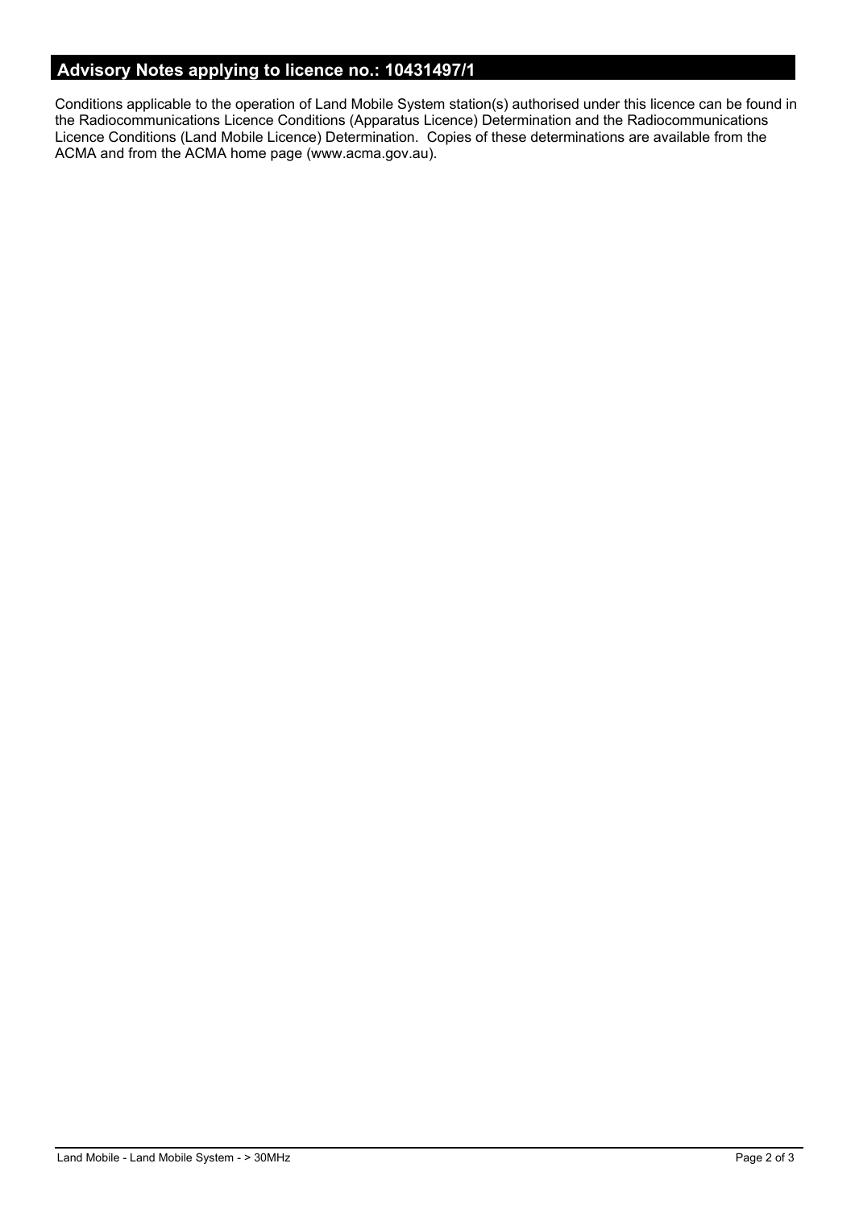## Advisory Notes applying to licence no.: 10431497/1

Conditions applicable to the operation of Land Mobile System station(s) authorised under this licence can be found in the Radiocommunications Licence Conditions (Apparatus Licence) Determination and the Radiocommunications Licence Conditions (Land Mobile Licence) Determination. Copies of these determinations are available from the ACMA and from the ACMA home page (www.acma.gov.au).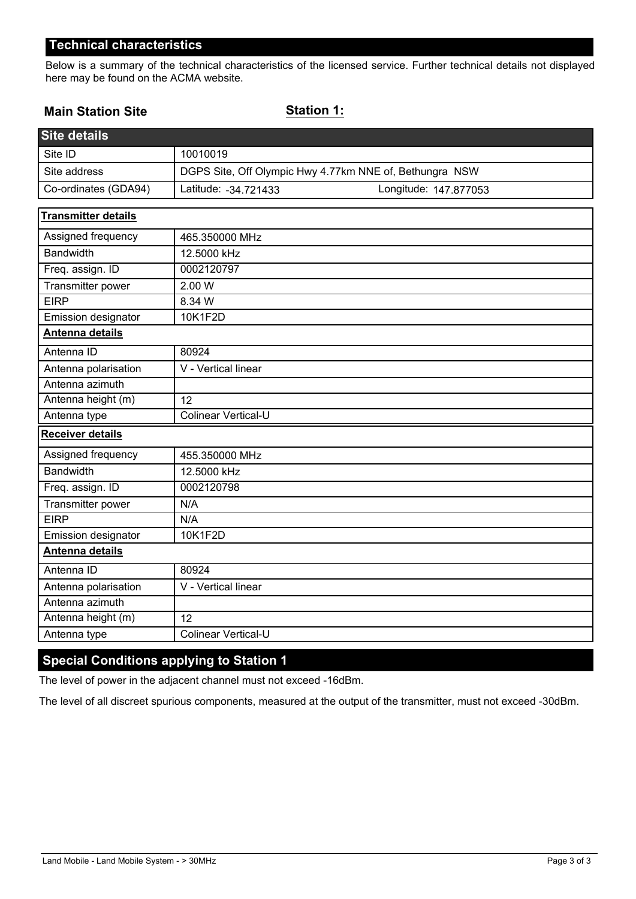## Technical characteristics

Below is a summary of the technical characteristics of the licensed service. Further technical details not displayed here may be found on the ACMA website.

**Main Station Site** **Station 1:**

| Site details | |
|---|---|
| Site ID | 10010019 |
| Site address | DGPS Site, Off Olympic Hwy 4.77km NNE of, Bethungra NSW |
| Co-ordinates (GDA94) | Latitude: -34.721433 Longitude: 147.877053 |

| Transmitter details | |
|---|---|
| Assigned frequency | 465.350000 MHz |
| Bandwidth | 12.5000 kHz |
| Freq. assign. ID | 0002120797 |
| Transmitter power | 2.00 W |
| EIRP | 8.34 W |
| Emission designator | 10K1F2D |
| **Antenna details** | |
| Antenna ID | 80924 |
| Antenna polarisation | V - Vertical linear |
| Antenna azimuth | |
| Antenna height (m) | 12 |
| Antenna type | Colinear Vertical-U |

| Receiver details | |
|---|---|
| Assigned frequency | 455.350000 MHz |
| Bandwidth | 12.5000 kHz |
| Freq. assign. ID | 0002120798 |
| Transmitter power | N/A |
| EIRP | N/A |
| Emission designator | 10K1F2D |
| **Antenna details** | |
| Antenna ID | 80924 |
| Antenna polarisation | V - Vertical linear |
| Antenna azimuth | |
| Antenna height (m) | 12 |
| Antenna type | Colinear Vertical-U |

## Special Conditions applying to Station 1

The level of power in the adjacent channel must not exceed -16dBm.

The level of all discreet spurious components, measured at the output of the transmitter, must not exceed -30dBm.